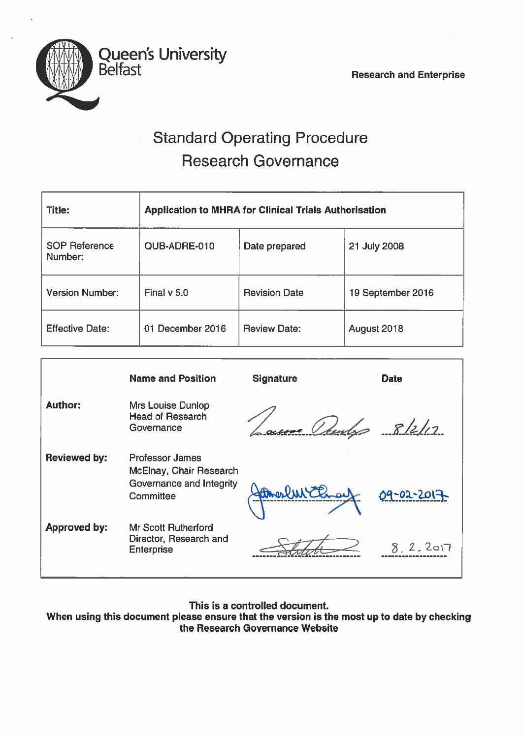Queen's University Belfast

**Research and Enterprise**

# Standard Operating Procedure
# Research Governance

| **Title:** | **Application to MHRA for Clinical Trials Authorisation** | | |
|---|---|---|---|
| SOP Reference Number: | QUB-ADRE-010 | Date prepared | 21 July 2008 |
| Version Number: | Final v 5.0 | Revision Date | 19 September 2016 |
| Effective Date: | 01 December 2016 | Review Date: | August 2018 |

| | **Name and Position** | **Signature** | **Date** |
|---|---|---|---|
| **Author:** | Mrs Louise Dunlop Head of Research Governance | Louise Dunlop | 8/2/17 |
| **Reviewed by:** | Professor James McElnay, Chair Research Governance and Integrity Committee | James McElnay | 09-02-2017 |
| **Approved by:** | Mr Scott Rutherford Director, Research and Enterprise | S Rutherford | 8.2.2017 |

**This is a controlled document.**
**When using this document please ensure that the version is the most up to date by checking the Research Governance Website**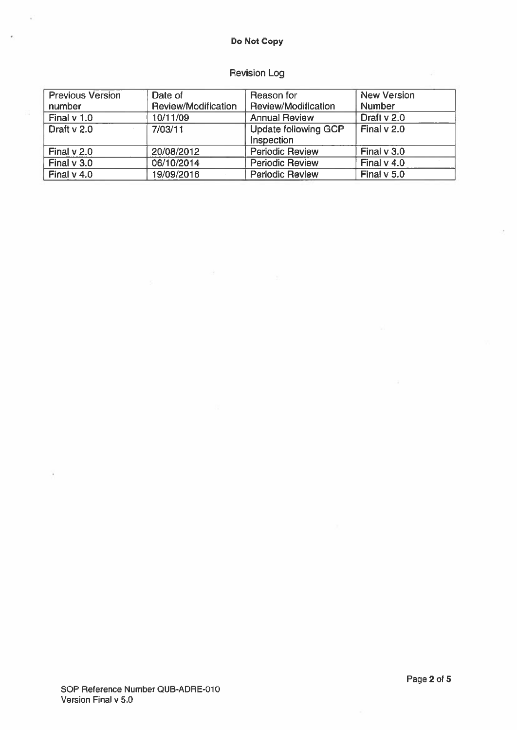Do Not Copy

## Revision Log

| Previous Version number | Date of Review/Modification | Reason for Review/Modification | New Version Number |
| --- | --- | --- | --- |
| Final v 1.0 | 10/11/09 | Annual Review | Draft v 2.0 |
| Draft v 2.0 | 7/03/11 | Update following GCP Inspection | Final v 2.0 |
| Final v 2.0 | 20/08/2012 | Periodic Review | Final v 3.0 |
| Final v 3.0 | 06/10/2014 | Periodic Review | Final v 4.0 |
| Final v 4.0 | 19/09/2016 | Periodic Review | Final v 5.0 |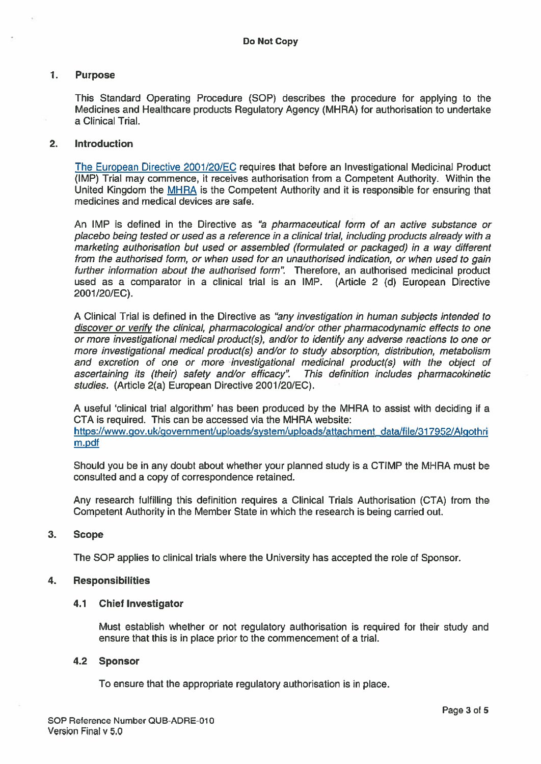**Do Not Copy**

## 1. Purpose

This Standard Operating Procedure (SOP) describes the procedure for applying to the Medicines and Healthcare products Regulatory Agency (MHRA) for authorisation to undertake a Clinical Trial.

## 2. Introduction

The European Directive 2001/20/EC requires that before an Investigational Medicinal Product (IMP) Trial may commence, it receives authorisation from a Competent Authority. Within the United Kingdom the MHRA is the Competent Authority and it is responsible for ensuring that medicines and medical devices are safe.

An IMP is defined in the Directive as *"a pharmaceutical form of an active substance or placebo being tested or used as a reference in a clinical trial, including products already with a marketing authorisation but used or assembled (formulated or packaged) in a way different from the authorised form, or when used for an unauthorised indication, or when used to gain further information about the authorised form".* Therefore, an authorised medicinal product used as a comparator in a clinical trial is an IMP. (Article 2 (d) European Directive 2001/20/EC).

A Clinical Trial is defined in the Directive as *"any investigation in human subjects intended to discover or verify the clinical, pharmacological and/or other pharmacodynamic effects to one or more investigational medical product(s), and/or to identify any adverse reactions to one or more investigational medical product(s) and/or to study absorption, distribution, metabolism and excretion of one or more investigational medicinal product(s) with the object of ascertaining its (their) safety and/or efficacy". This definition includes pharmacokinetic studies.* (Article 2(a) European Directive 2001/20/EC).

A useful 'clinical trial algorithm' has been produced by the MHRA to assist with deciding if a CTA is required. This can be accessed via the MHRA website:
https://www.gov.uk/government/uploads/system/uploads/attachment_data/file/317952/Algothrim.pdf

Should you be in any doubt about whether your planned study is a CTIMP the MHRA must be consulted and a copy of correspondence retained.

Any research fulfilling this definition requires a Clinical Trials Authorisation (CTA) from the Competent Authority in the Member State in which the research is being carried out.

## 3. Scope

The SOP applies to clinical trials where the University has accepted the role of Sponsor.

## 4. Responsibilities

### 4.1 Chief Investigator

Must establish whether or not regulatory authorisation is required for their study and ensure that this is in place prior to the commencement of a trial.

### 4.2 Sponsor

To ensure that the appropriate regulatory authorisation is in place.

SOP Reference Number QUB-ADRE-010
Version Final v 5.0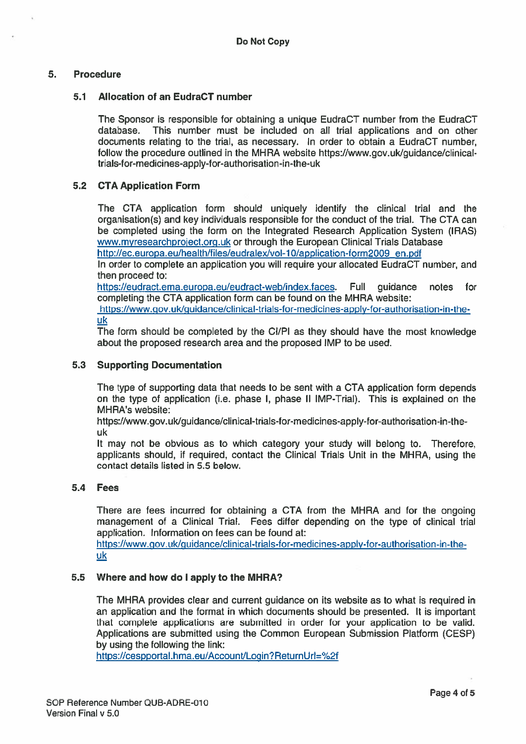## 5. Procedure

### 5.1 Allocation of an EudraCT number

The Sponsor is responsible for obtaining a unique EudraCT number from the EudraCT database. This number must be included on all trial applications and on other documents relating to the trial, as necessary. In order to obtain a EudraCT number, follow the procedure outlined in the MHRA website https://www.gov.uk/guidance/clinical-trials-for-medicines-apply-for-authorisation-in-the-uk

### 5.2 CTA Application Form

The CTA application form should uniquely identify the clinical trial and the organisation(s) and key individuals responsible for the conduct of the trial. The CTA can be completed using the form on the Integrated Research Application System (IRAS) www.myresearchproject.org.uk or through the European Clinical Trials Database http://ec.europa.eu/health/files/eudralex/vol-10/application-form2009_en.pdf
In order to complete an application you will require your allocated EudraCT number, and then proceed to:
https://eudract.ema.europa.eu/eudract-web/index.faces. Full guidance notes for completing the CTA application form can be found on the MHRA website:
https://www.gov.uk/guidance/clinical-trials-for-medicines-apply-for-authorisation-in-the-uk
The form should be completed by the CI/PI as they should have the most knowledge about the proposed research area and the proposed IMP to be used.

### 5.3 Supporting Documentation

The type of supporting data that needs to be sent with a CTA application form depends on the type of application (i.e. phase I, phase II IMP-Trial). This is explained on the MHRA's website:
https://www.gov.uk/guidance/clinical-trials-for-medicines-apply-for-authorisation-in-the-uk
It may not be obvious as to which category your study will belong to. Therefore, applicants should, if required, contact the Clinical Trials Unit in the MHRA, using the contact details listed in 5.5 below.

### 5.4 Fees

There are fees incurred for obtaining a CTA from the MHRA and for the ongoing management of a Clinical Trial. Fees differ depending on the type of clinical trial application. Information on fees can be found at:
https://www.gov.uk/guidance/clinical-trials-for-medicines-apply-for-authorisation-in-the-uk

### 5.5 Where and how do I apply to the MHRA?

The MHRA provides clear and current guidance on its website as to what is required in an application and the format in which documents should be presented. It is important that complete applications are submitted in order for your application to be valid. Applications are submitted using the Common European Submission Platform (CESP) by using the following the link:
https://cespportal.hma.eu/Account/Login?ReturnUrl=%2f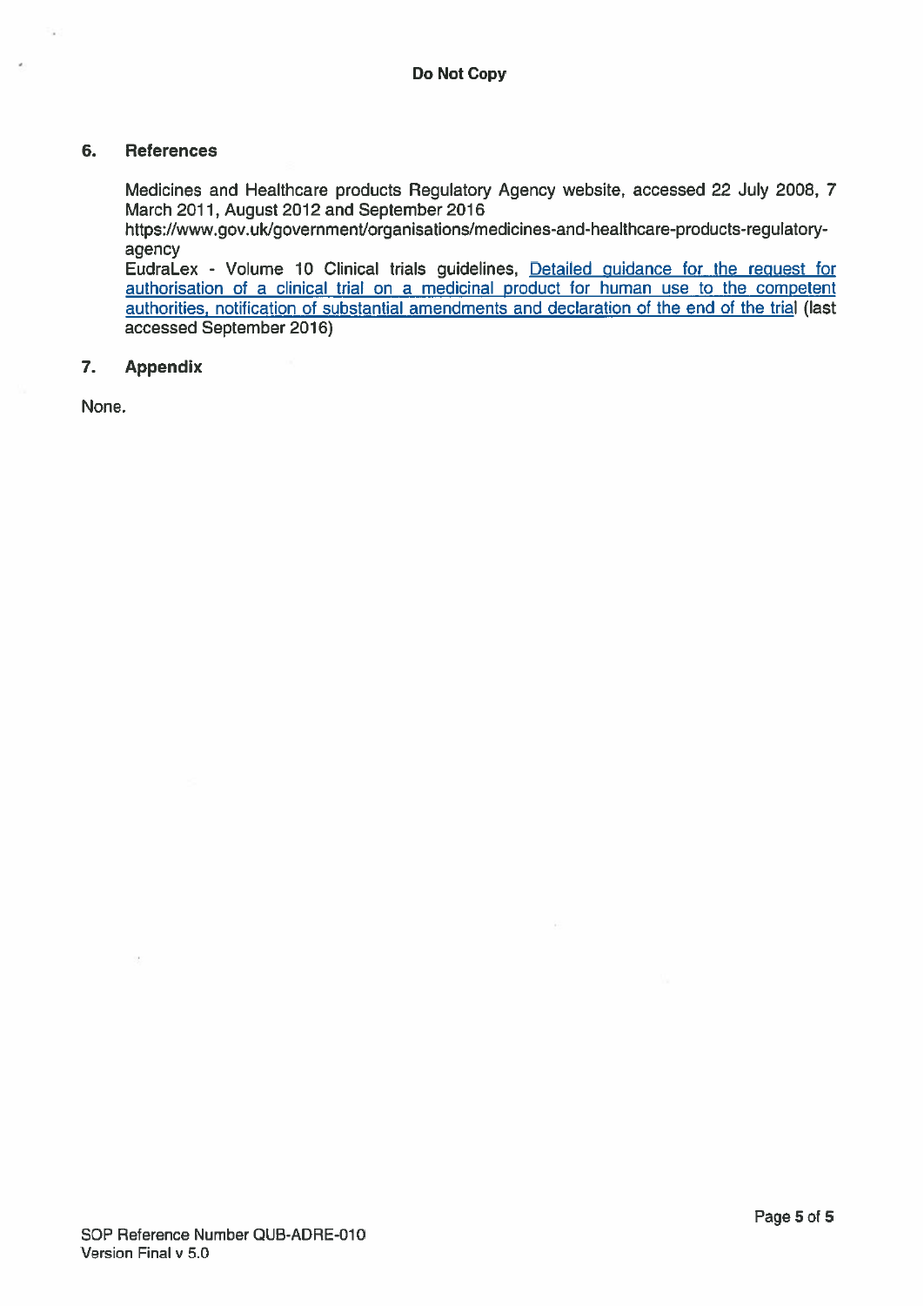## 6. References

Medicines and Healthcare products Regulatory Agency website, accessed 22 July 2008, 7 March 2011, August 2012 and September 2016
https://www.gov.uk/government/organisations/medicines-and-healthcare-products-regulatory-agency
EudraLex - Volume 10 Clinical trials guidelines, Detailed guidance for the request for authorisation of a clinical trial on a medicinal product for human use to the competent authorities, notification of substantial amendments and declaration of the end of the trial (last accessed September 2016)

## 7. Appendix

None.